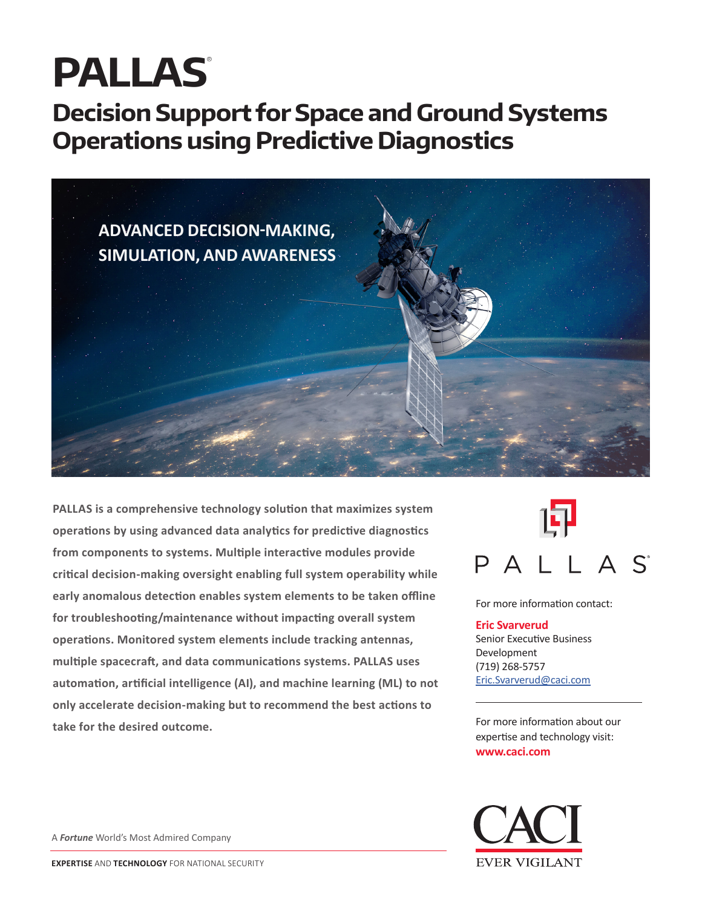# PALLAS®

## Decision Support for Space and Ground Systems Operations using Predictive Diagnostics

ADVANCED DECISION-MAKING, SIMULATION, AND AWARENESS

**PALLAS is a comprehensive technology solution that maximizes system operations by using advanced data analytics for predictive diagnostics from components to systems. Multiple interactive modules provide critical decision-making oversight enabling full system operability while early anomalous detection enables system elements to be taken offline for troubleshooting/maintenance without impacting overall system operations. Monitored system elements include tracking antennas, multiple spacecraft, and data communications systems. PALLAS uses automation, artificial intelligence (AI), and machine learning (ML) to not only accelerate decision-making but to recommend the best actions to take for the desired outcome.**

PALLAS®

For more information contact:

**Eric Svarverud**
Senior Executive Business Development
(719) 268-5757
Eric.Svarverud@caci.com

For more information about our expertise and technology visit:
**www.caci.com**

A ***Fortune*** World's Most Admired Company

**EXPERTISE** AND **TECHNOLOGY** FOR NATIONAL SECURITY

CACI
EVER VIGILANT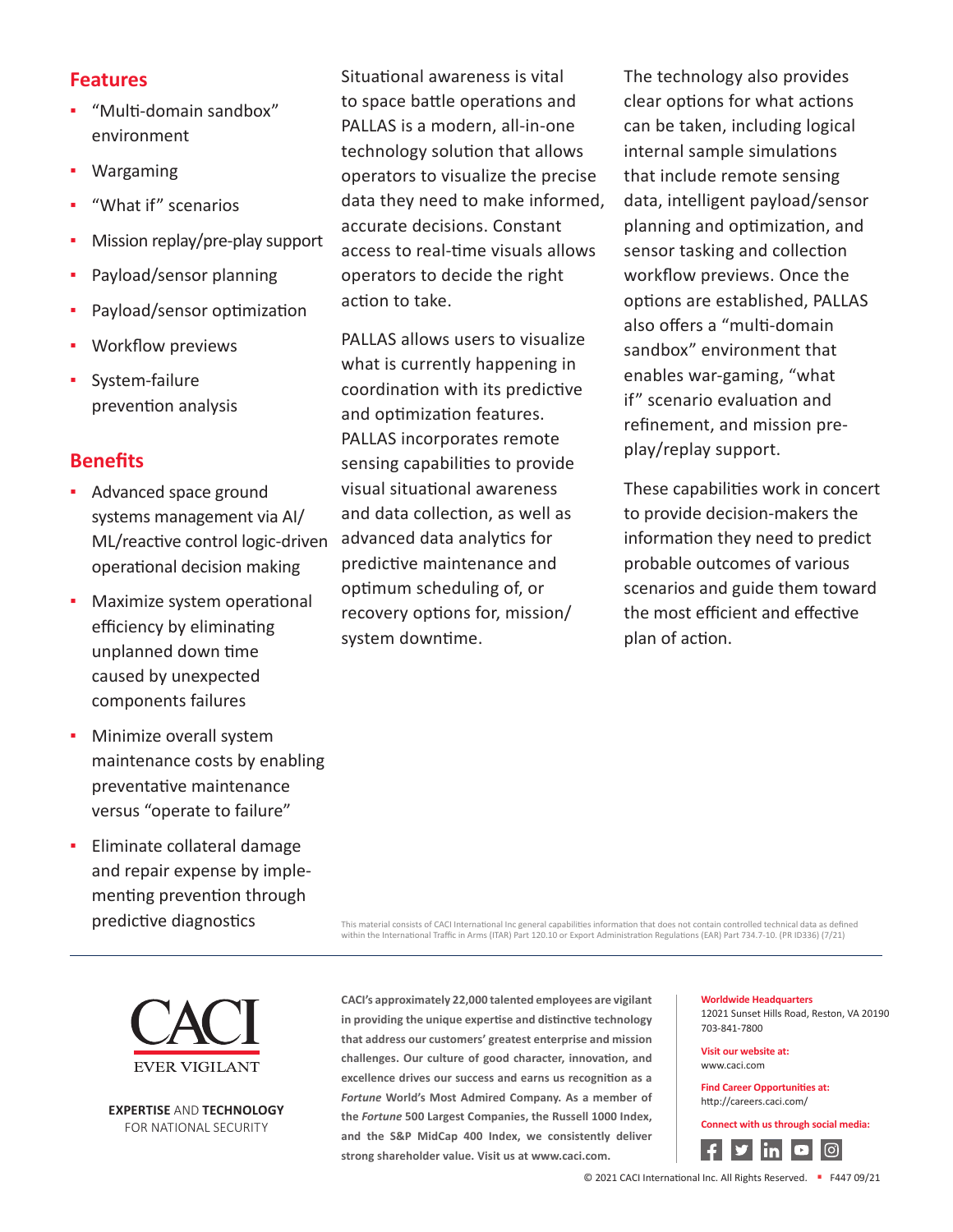## Features

- "Multi-domain sandbox" environment
- Wargaming
- "What if" scenarios
- Mission replay/pre-play support
- Payload/sensor planning
- Payload/sensor optimization
- Workflow previews
- System-failure prevention analysis

## Benefits

- Advanced space ground systems management via AI/ML/reactive control logic-driven operational decision making
- Maximize system operational efficiency by eliminating unplanned down time caused by unexpected components failures
- Minimize overall system maintenance costs by enabling preventative maintenance versus "operate to failure"
- Eliminate collateral damage and repair expense by implementing prevention through predictive diagnostics

Situational awareness is vital to space battle operations and PALLAS is a modern, all-in-one technology solution that allows operators to visualize the precise data they need to make informed, accurate decisions. Constant access to real-time visuals allows operators to decide the right action to take.

PALLAS allows users to visualize what is currently happening in coordination with its predictive and optimization features. PALLAS incorporates remote sensing capabilities to provide visual situational awareness and data collection, as well as advanced data analytics for predictive maintenance and optimum scheduling of, or recovery options for, mission/system downtime.

The technology also provides clear options for what actions can be taken, including logical internal sample simulations that include remote sensing data, intelligent payload/sensor planning and optimization, and sensor tasking and collection workflow previews. Once the options are established, PALLAS also offers a "multi-domain sandbox" environment that enables war-gaming, "what if" scenario evaluation and refinement, and mission pre-play/replay support.

These capabilities work in concert to provide decision-makers the information they need to predict probable outcomes of various scenarios and guide them toward the most efficient and effective plan of action.

This material consists of CACI International Inc general capabilities information that does not contain controlled technical data as defined within the International Traffic in Arms (ITAR) Part 120.10 or Export Administration Regulations (EAR) Part 734.7-10. (PR ID336) (7/21)

CACI
EVER VIGILANT

**EXPERTISE** AND **TECHNOLOGY**
FOR NATIONAL SECURITY

**CACI's approximately 22,000 talented employees are vigilant in providing the unique expertise and distinctive technology that address our customers' greatest enterprise and mission challenges. Our culture of good character, innovation, and excellence drives our success and earns us recognition as a *Fortune* World's Most Admired Company. As a member of the *Fortune* 500 Largest Companies, the Russell 1000 Index, and the S&P MidCap 400 Index, we consistently deliver strong shareholder value. Visit us at www.caci.com.**

**Worldwide Headquarters**
12021 Sunset Hills Road, Reston, VA 20190
703-841-7800

**Visit our website at:**
www.caci.com

**Find Career Opportunities at:**
http://careers.caci.com/

**Connect with us through social media:**

© 2021 CACI International Inc. All Rights Reserved. ▪ F447 09/21